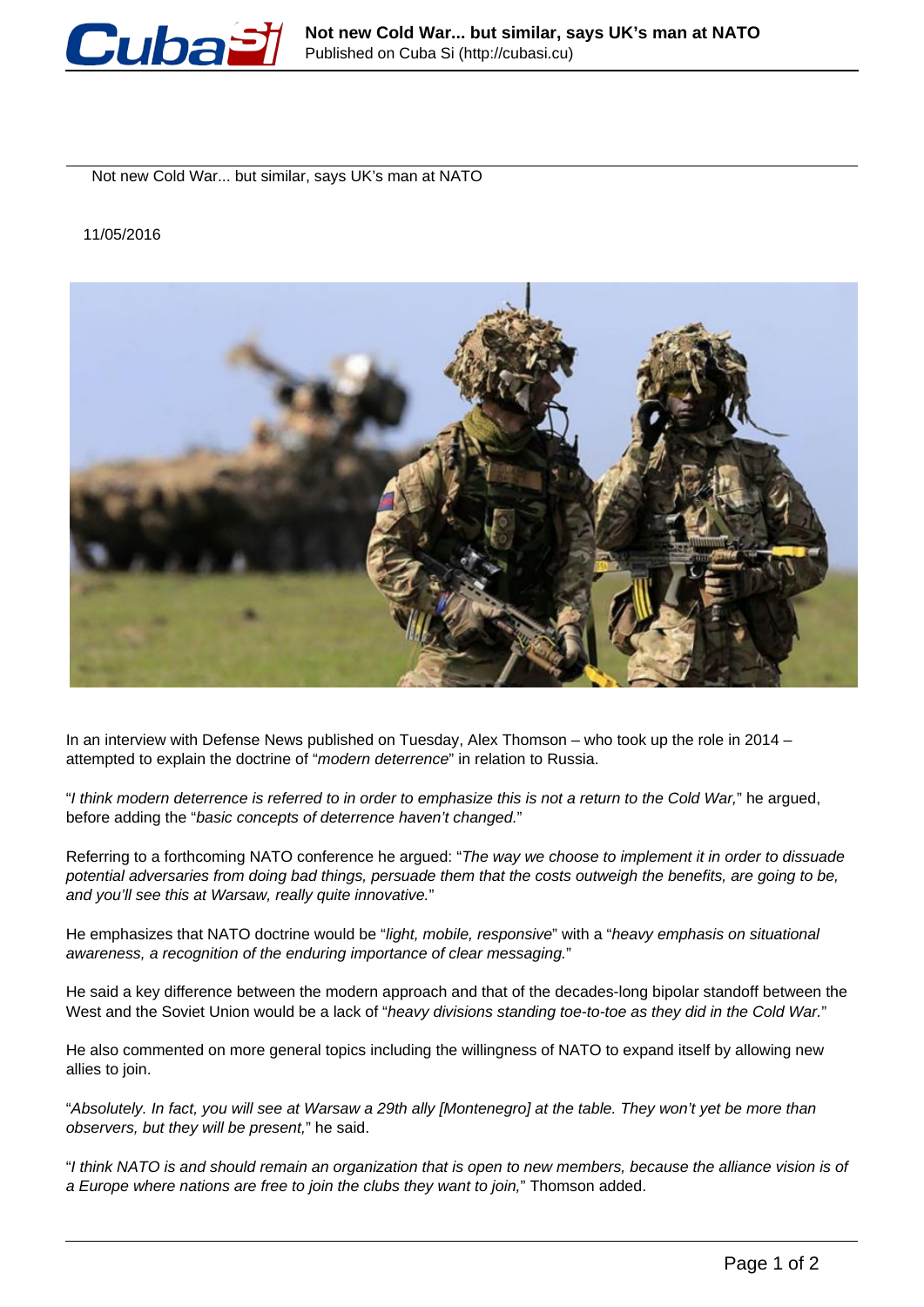# Not new Cold War... but similar, says UK's man at NATO

11/05/2016

In an interview with Defense News published on Tuesday, Alex Thomson – who took up the role in 2014 – attempted to explain the doctrine of "*modern deterrence*" in relation to Russia.

"*I think modern deterrence is referred to in order to emphasize this is not a return to the Cold War,*" he argued, before adding the "*basic concepts of deterrence haven't changed.*"

Referring to a forthcoming NATO conference he argued: "*The way we choose to implement it in order to dissuade potential adversaries from doing bad things, persuade them that the costs outweigh the benefits, are going to be, and you'll see this at Warsaw, really quite innovative.*"

He emphasizes that NATO doctrine would be "*light, mobile, responsive*" with a "*heavy emphasis on situational awareness, a recognition of the enduring importance of clear messaging.*"

He said a key difference between the modern approach and that of the decades-long bipolar standoff between the West and the Soviet Union would be a lack of "*heavy divisions standing toe-to-toe as they did in the Cold War.*"

He also commented on more general topics including the willingness of NATO to expand itself by allowing new allies to join.

"*Absolutely. In fact, you will see at Warsaw a 29th ally [Montenegro] at the table. They won't yet be more than observers, but they will be present,*" he said.

"*I think NATO is and should remain an organization that is open to new members, because the alliance vision is of a Europe where nations are free to join the clubs they want to join,*" Thomson added.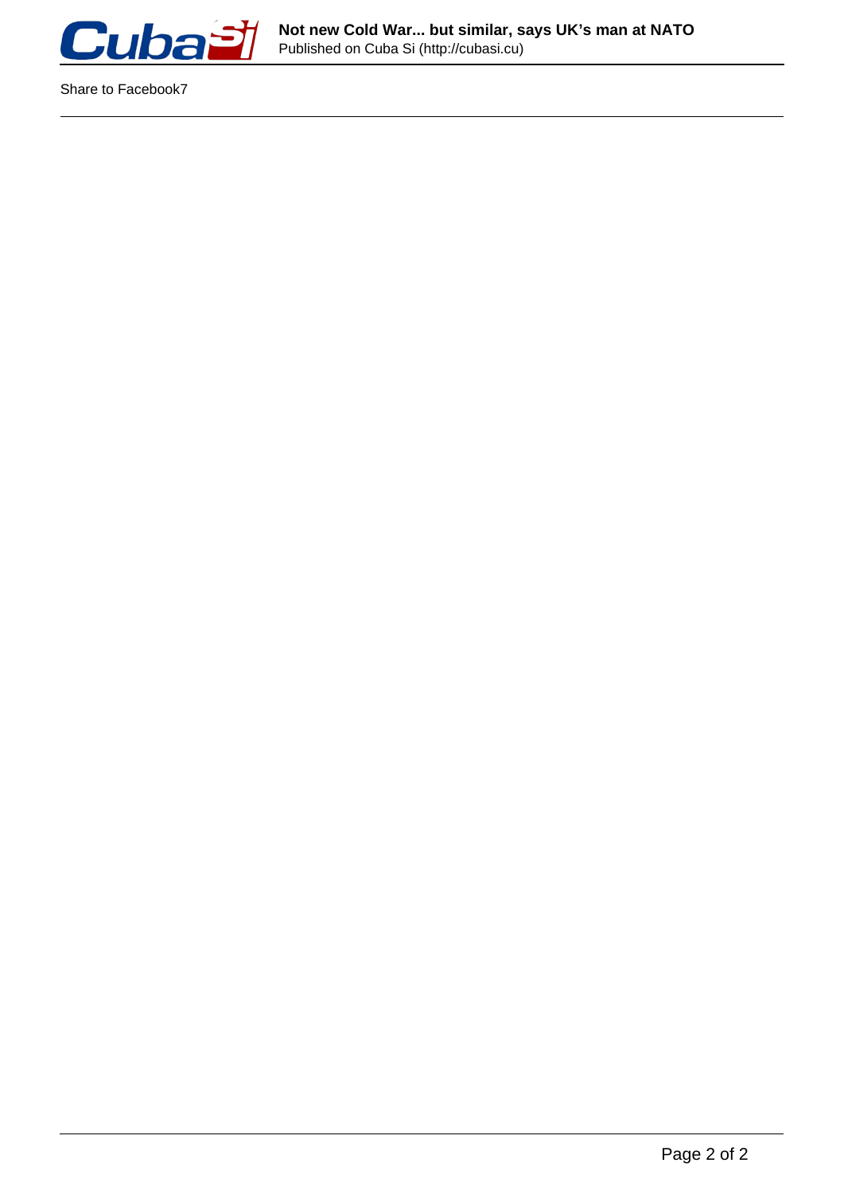Share to Facebook7